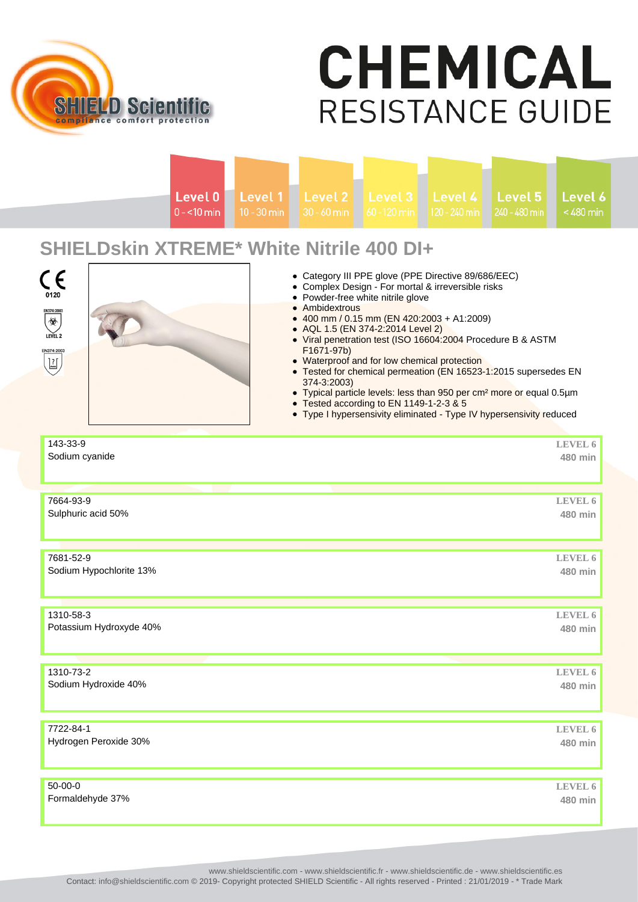# CHEMICAL RESISTANCE GUIDE

SHIELD Scientific — compliance comfort protection

| Level 0 | Level 1 | Level 2 | Level 3 | Level 4 | Level 5 | Level 6 |
|---|---|---|---|---|---|---|
| 0 - <10 min | 10 - 30 min | 30 - 60 min | 60 - 120 min | 120 - 240 min | 240 - 480 min | < 480 min |

## SHIELDskin XTREME* White Nitrile 400 DI+

CE 0120

EN374:2003 LEVEL 2

EN374:2003

- Category III PPE glove (PPE Directive 89/686/EEC)
- Complex Design - For mortal & irreversible risks
- Powder-free white nitrile glove
- Ambidextrous
- 400 mm / 0.15 mm (EN 420:2003 + A1:2009)
- AQL 1.5 (EN 374-2:2014 Level 2)
- Viral penetration test (ISO 16604:2004 Procedure B & ASTM F1671-97b)
- Waterproof and for low chemical protection
- Tested for chemical permeation (EN 16523-1:2015 supersedes EN 374-3:2003)
- Typical particle levels: less than 950 per cm² more or equal 0.5µm
- Tested according to EN 1149-1-2-3 & 5
- Type I hypersensitivity eliminated - Type IV hypersensitivity reduced

| CAS | Chemical | Level | Time |
|---|---|---|---|
| 143-33-9 | Sodium cyanide | LEVEL 6 | 480 min |
| 7664-93-9 | Sulphuric acid 50% | LEVEL 6 | 480 min |
| 7681-52-9 | Sodium Hypochlorite 13% | LEVEL 6 | 480 min |
| 1310-58-3 | Potassium Hydroxyde 40% | LEVEL 6 | 480 min |
| 1310-73-2 | Sodium Hydroxide 40% | LEVEL 6 | 480 min |
| 7722-84-1 | Hydrogen Peroxide 30% | LEVEL 6 | 480 min |
| 50-00-0 | Formaldehyde 37% | LEVEL 6 | 480 min |

www.shieldscientific.com - www.shieldscientific.fr - www.shieldscientific.de - www.shieldscientific.es

Contact: info@shieldscientific.com © 2019- Copyright protected SHIELD Scientific - All rights reserved - Printed : 21/01/2019 - * Trade Mark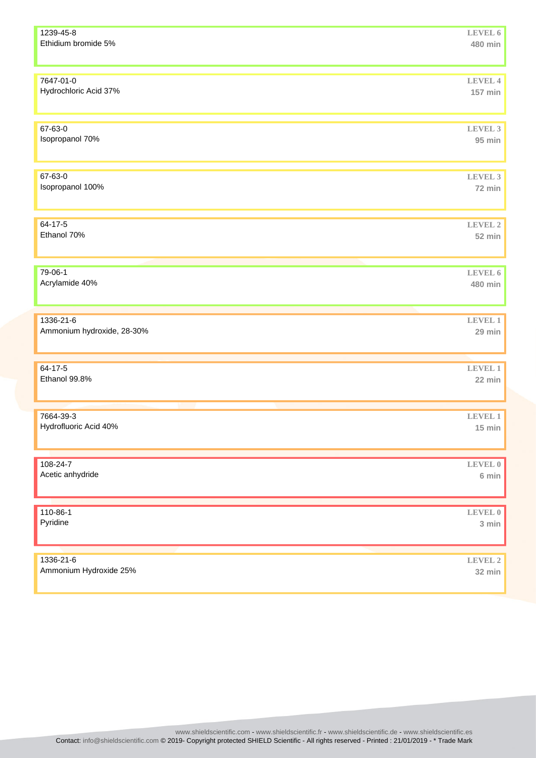| | | | |
|---|---|---|---|
| 1239-45-8 | Ethidium bromide 5% | LEVEL 6 | 480 min |
| 7647-01-0 | Hydrochloric Acid 37% | LEVEL 4 | 157 min |
| 67-63-0 | Isopropanol 70% | LEVEL 3 | 95 min |
| 67-63-0 | Isopropanol 100% | LEVEL 3 | 72 min |
| 64-17-5 | Ethanol 70% | LEVEL 2 | 52 min |
| 79-06-1 | Acrylamide 40% | LEVEL 6 | 480 min |
| 1336-21-6 | Ammonium hydroxide, 28-30% | LEVEL 1 | 29 min |
| 64-17-5 | Ethanol 99.8% | LEVEL 1 | 22 min |
| 7664-39-3 | Hydrofluoric Acid 40% | LEVEL 1 | 15 min |
| 108-24-7 | Acetic anhydride | LEVEL 0 | 6 min |
| 110-86-1 | Pyridine | LEVEL 0 | 3 min |
| 1336-21-6 | Ammonium Hydroxide 25% | LEVEL 2 | 32 min |

www.shieldscientific.com - www.shieldscientific.fr - www.shieldscientific.de - www.shieldscientific.es

Contact: info@shieldscientific.com © 2019- Copyright protected SHIELD Scientific - All rights reserved - Printed : 21/01/2019 - * Trade Mark